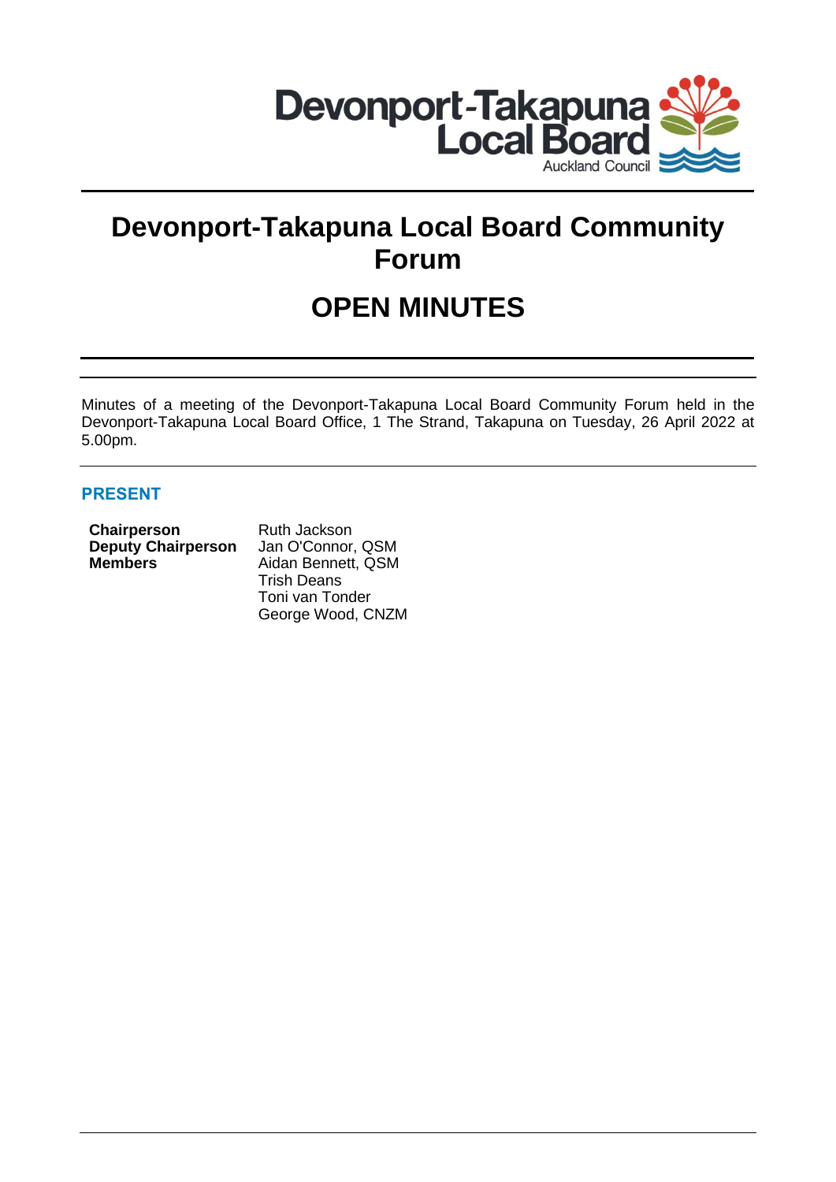Devonport-Takapuna Local Board

Auckland Council

# Devonport-Takapuna Local Board Community Forum

# OPEN MINUTES

Minutes of a meeting of the Devonport-Takapuna Local Board Community Forum held in the Devonport-Takapuna Local Board Office, 1 The Strand, Takapuna on Tuesday, 26 April 2022 at 5.00pm.

## PRESENT

| | |
|---|---|
| **Chairperson** | Ruth Jackson |
| **Deputy Chairperson** | Jan O'Connor, QSM |
| **Members** | Aidan Bennett, QSM |
| | Trish Deans |
| | Toni van Tonder |
| | George Wood, CNZM |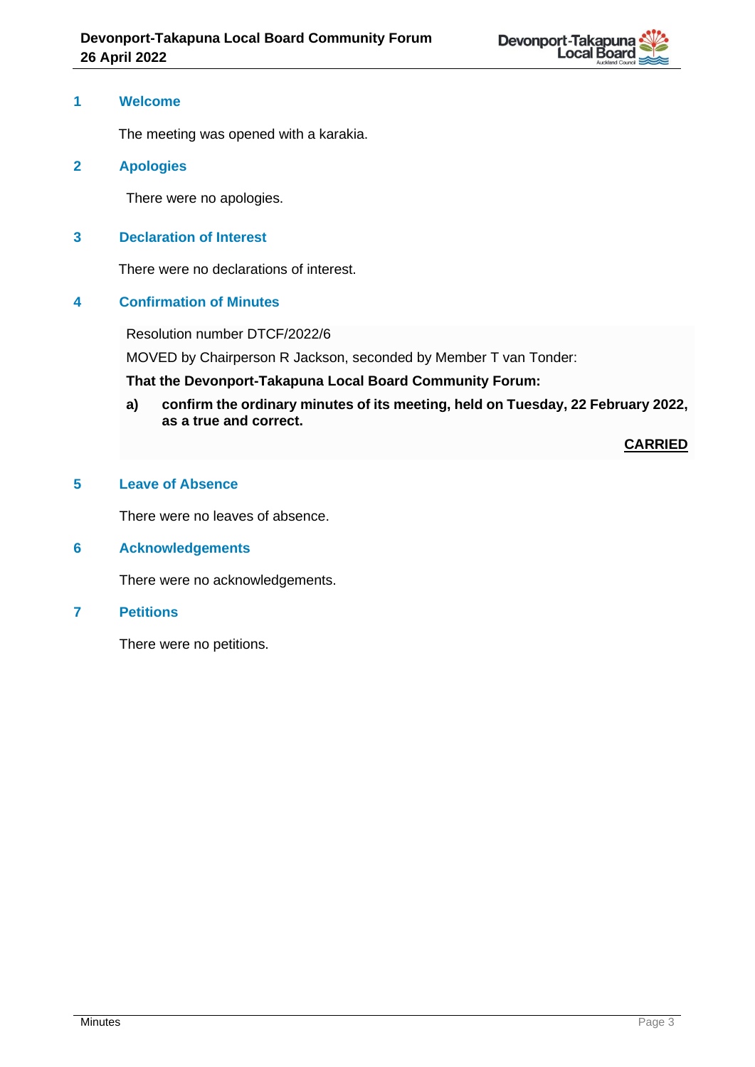## 1 Welcome

The meeting was opened with a karakia.

## 2 Apologies

There were no apologies.

## 3 Declaration of Interest

There were no declarations of interest.

## 4 Confirmation of Minutes

Resolution number DTCF/2022/6

MOVED by Chairperson R Jackson, seconded by Member T van Tonder:

**That the Devonport-Takapuna Local Board Community Forum:**

**a) confirm the ordinary minutes of its meeting, held on Tuesday, 22 February 2022, as a true and correct.**

**CARRIED**

## 5 Leave of Absence

There were no leaves of absence.

## 6 Acknowledgements

There were no acknowledgements.

## 7 Petitions

There were no petitions.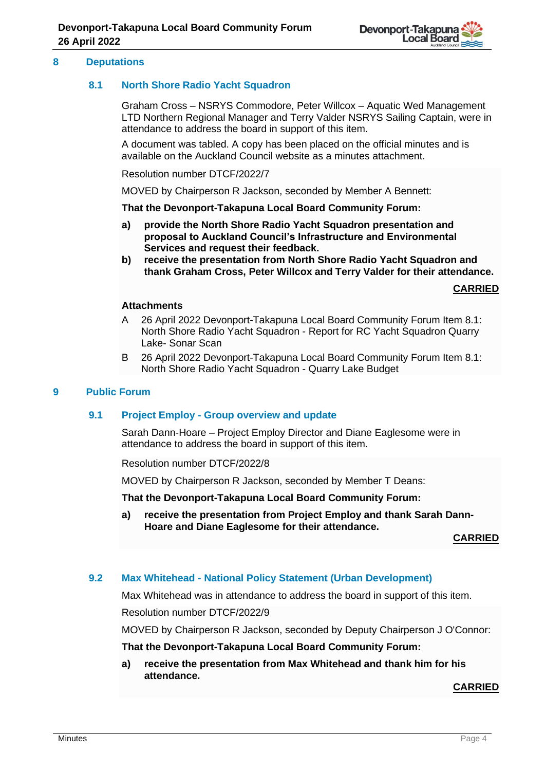## 8 Deputations

### 8.1 North Shore Radio Yacht Squadron

Graham Cross – NSRYS Commodore, Peter Willcox – Aquatic Wed Management LTD Northern Regional Manager and Terry Valder NSRYS Sailing Captain, were in attendance to address the board in support of this item.

A document was tabled. A copy has been placed on the official minutes and is available on the Auckland Council website as a minutes attachment.

Resolution number DTCF/2022/7

MOVED by Chairperson R Jackson, seconded by Member A Bennett:

**That the Devonport-Takapuna Local Board Community Forum:**

**a) provide the North Shore Radio Yacht Squadron presentation and proposal to Auckland Council's Infrastructure and Environmental Services and request their feedback.**

**b) receive the presentation from North Shore Radio Yacht Squadron and thank Graham Cross, Peter Willcox and Terry Valder for their attendance.**

**CARRIED**

**Attachments**

A 26 April 2022 Devonport-Takapuna Local Board Community Forum Item 8.1: North Shore Radio Yacht Squadron - Report for RC Yacht Squadron Quarry Lake- Sonar Scan

B 26 April 2022 Devonport-Takapuna Local Board Community Forum Item 8.1: North Shore Radio Yacht Squadron - Quarry Lake Budget

## 9 Public Forum

### 9.1 Project Employ - Group overview and update

Sarah Dann-Hoare – Project Employ Director and Diane Eaglesome were in attendance to address the board in support of this item.

Resolution number DTCF/2022/8

MOVED by Chairperson R Jackson, seconded by Member T Deans:

**That the Devonport-Takapuna Local Board Community Forum:**

**a) receive the presentation from Project Employ and thank Sarah Dann-Hoare and Diane Eaglesome for their attendance.**

**CARRIED**

### 9.2 Max Whitehead - National Policy Statement (Urban Development)

Max Whitehead was in attendance to address the board in support of this item.

Resolution number DTCF/2022/9

MOVED by Chairperson R Jackson, seconded by Deputy Chairperson J O'Connor:

**That the Devonport-Takapuna Local Board Community Forum:**

**a) receive the presentation from Max Whitehead and thank him for his attendance.**

**CARRIED**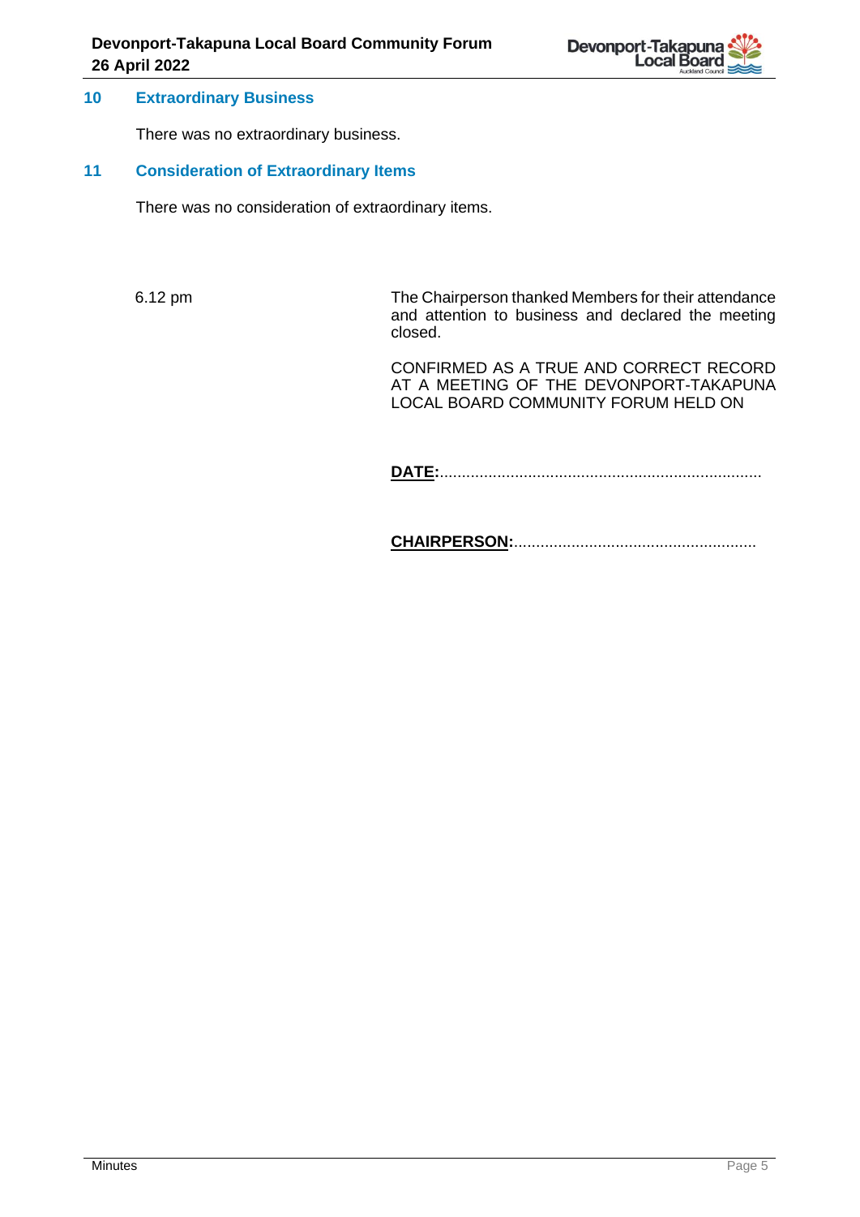## 10 Extraordinary Business

There was no extraordinary business.

## 11 Consideration of Extraordinary Items

There was no consideration of extraordinary items.

6.12 pm

The Chairperson thanked Members for their attendance and attention to business and declared the meeting closed.

CONFIRMED AS A TRUE AND CORRECT RECORD AT A MEETING OF THE DEVONPORT-TAKAPUNA LOCAL BOARD COMMUNITY FORUM HELD ON

**DATE:**.........................................................................

**CHAIRPERSON:**.......................................................